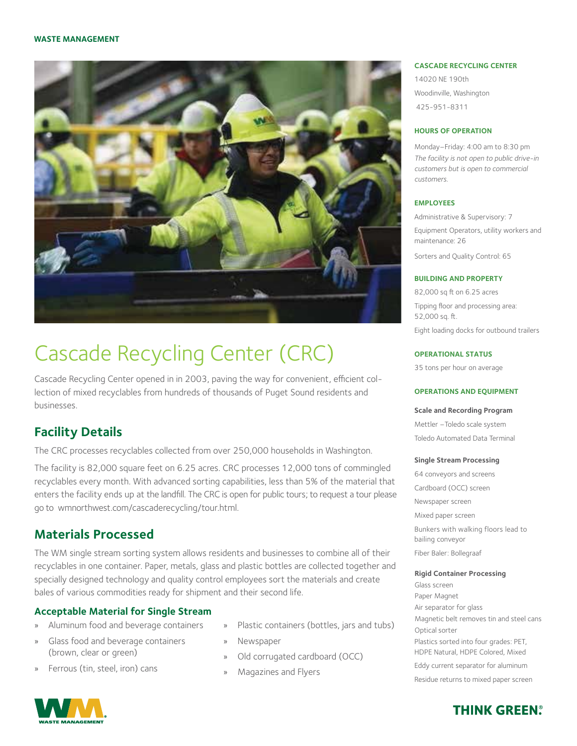WASTE MANAGEMENT

# Cascade Recycling Center (CRC)

Cascade Recycling Center opened in in 2003, paving the way for convenient, efficient collection of mixed recyclables from hundreds of thousands of Puget Sound residents and businesses.

## Facility Details

The CRC processes recyclables collected from over 250,000 households in Washington.

The facility is 82,000 square feet on 6.25 acres. CRC processes 12,000 tons of commingled recyclables every month. With advanced sorting capabilities, less than 5% of the material that enters the facility ends up at the landfill. The CRC is open for public tours; to request a tour please go to wmnorthwest.com/cascaderecycling/tour.html.

## Materials Processed

The WM single stream sorting system allows residents and businesses to combine all of their recyclables in one container. Paper, metals, glass and plastic bottles are collected together and specially designed technology and quality control employees sort the materials and create bales of various commodities ready for shipment and their second life.

### Acceptable Material for Single Stream

- Aluminum food and beverage containers
- Glass food and beverage containers (brown, clear or green)
- Ferrous (tin, steel, iron) cans
- Plastic containers (bottles, jars and tubs)
- Newspaper
- Old corrugated cardboard (OCC)
- Magazines and Flyers

#### CASCADE RECYCLING CENTER

14020 NE 190th
Woodinville, Washington
425-951-8311

#### HOURS OF OPERATION

Monday–Friday: 4:00 am to 8:30 pm

*The facility is not open to public drive-in customers but is open to commercial customers.*

#### EMPLOYEES

Administrative & Supervisory: 7

Equipment Operators, utility workers and maintenance: 26

Sorters and Quality Control: 65

#### BUILDING AND PROPERTY

82,000 sq ft on 6.25 acres

Tipping floor and processing area: 52,000 sq. ft.

Eight loading docks for outbound trailers

#### OPERATIONAL STATUS

35 tons per hour on average

#### OPERATIONS AND EQUIPMENT

**Scale and Recording Program**

Mettler –Toledo scale system

Toledo Automated Data Terminal

**Single Stream Processing**

64 conveyors and screens

Cardboard (OCC) screen

Newspaper screen

Mixed paper screen

Bunkers with walking floors lead to bailing conveyor

Fiber Baler: Bollegraaf

**Rigid Container Processing**

Glass screen

Paper Magnet

Air separator for glass

Magnetic belt removes tin and steel cans

Optical sorter

Plastics sorted into four grades: PET, HDPE Natural, HDPE Colored, Mixed

Eddy current separator for aluminum

Residue returns to mixed paper screen

WM WASTE MANAGEMENT

THINK GREEN.®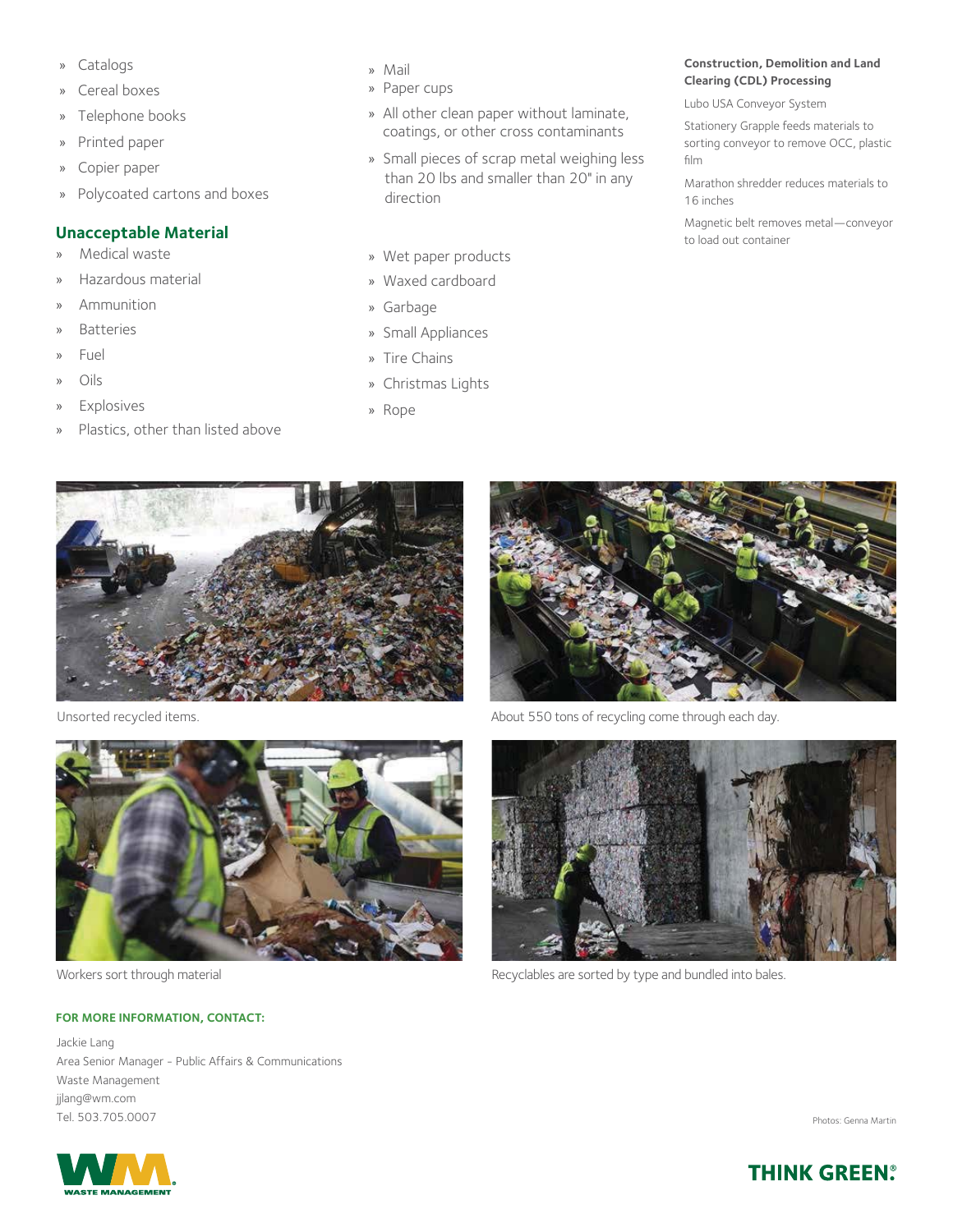- Catalogs
- Cereal boxes
- Telephone books
- Printed paper
- Copier paper
- Polycoated cartons and boxes
- Mail
- Paper cups
- All other clean paper without laminate, coatings, or other cross contaminants
- Small pieces of scrap metal weighing less than 20 lbs and smaller than 20" in any direction

## Unacceptable Material

- Medical waste
- Hazardous material
- Ammunition
- Batteries
- Fuel
- Oils
- Explosives
- Plastics, other than listed above
- Wet paper products
- Waxed cardboard
- Garbage
- Small Appliances
- Tire Chains
- Christmas Lights
- Rope

**Construction, Demolition and Land Clearing (CDL) Processing**

Lubo USA Conveyor System

Stationery Grapple feeds materials to sorting conveyor to remove OCC, plastic film

Marathon shredder reduces materials to 16 inches

Magnetic belt removes metal—conveyor to load out container

Unsorted recycled items.

About 550 tons of recycling come through each day.

Workers sort through material

Recyclables are sorted by type and bundled into bales.

**FOR MORE INFORMATION, CONTACT:**

Jackie Lang
Area Senior Manager - Public Affairs & Communications
Waste Management
jjlang@wm.com
Tel. 503.705.0007

Photos: Genna Martin

WASTE MANAGEMENT

THINK GREEN.®